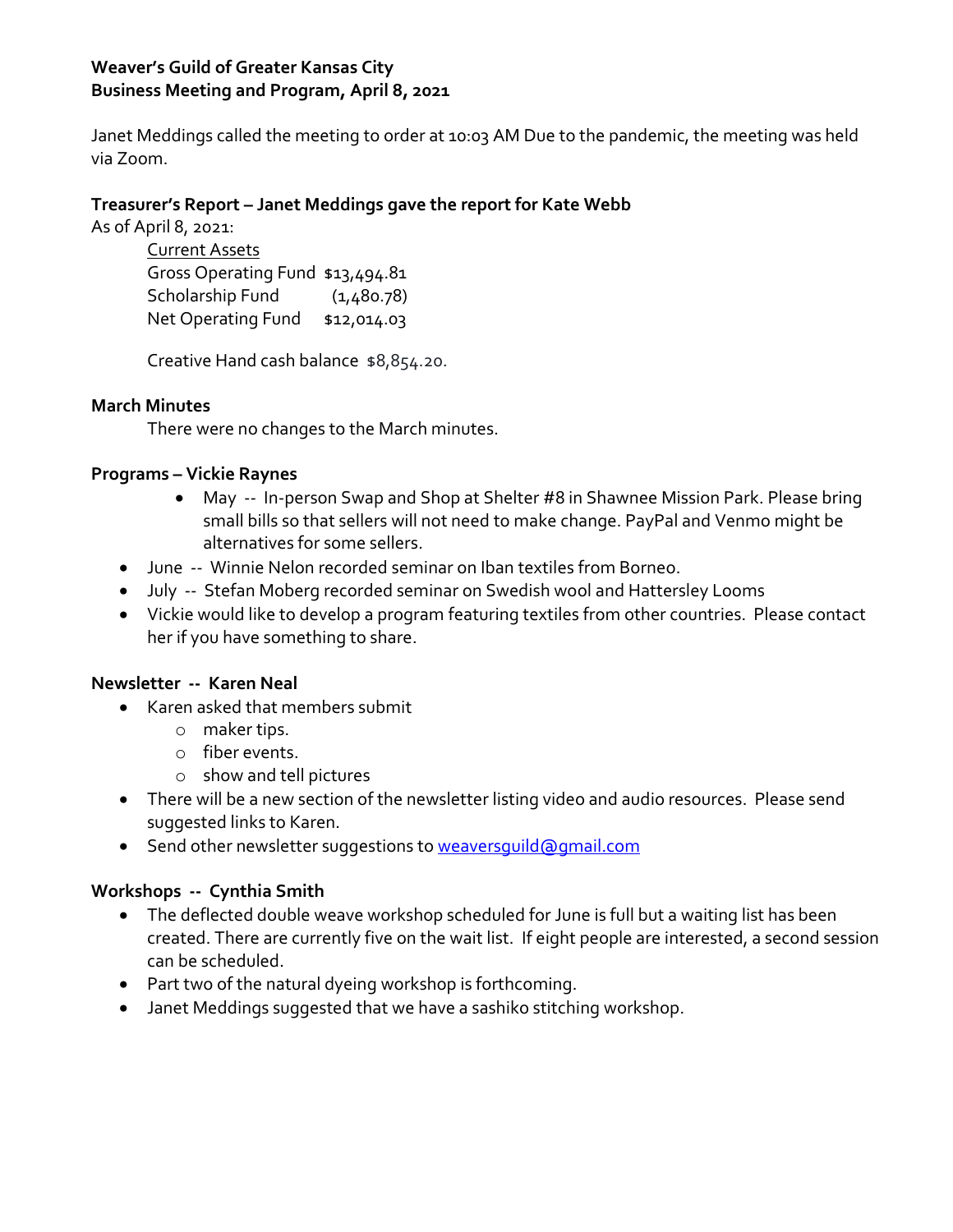**Weaver's Guild of Greater Kansas City**
**Business Meeting and Program, April 8, 2021**

Janet Meddings called the meeting to order at 10:03 AM Due to the pandemic, the meeting was held via Zoom.

**Treasurer's Report – Janet Meddings gave the report for Kate Webb**

As of April 8, 2021:

<u>Current Assets</u>

| | |
|---|---|
| Gross Operating Fund | $13,494.81 |
| Scholarship Fund | (1,480.78) |
| Net Operating Fund | $12,014.03 |

Creative Hand cash balance $8,854.20.

**March Minutes**

There were no changes to the March minutes.

**Programs – Vickie Raynes**

- May -- In-person Swap and Shop at Shelter #8 in Shawnee Mission Park. Please bring small bills so that sellers will not need to make change. PayPal and Venmo might be alternatives for some sellers.
- June -- Winnie Nelon recorded seminar on Iban textiles from Borneo.
- July -- Stefan Moberg recorded seminar on Swedish wool and Hattersley Looms
- Vickie would like to develop a program featuring textiles from other countries. Please contact her if you have something to share.

**Newsletter -- Karen Neal**

- Karen asked that members submit
  - maker tips.
  - fiber events.
  - show and tell pictures
- There will be a new section of the newsletter listing video and audio resources. Please send suggested links to Karen.
- Send other newsletter suggestions to weaversguild@gmail.com

**Workshops -- Cynthia Smith**

- The deflected double weave workshop scheduled for June is full but a waiting list has been created. There are currently five on the wait list. If eight people are interested, a second session can be scheduled.
- Part two of the natural dyeing workshop is forthcoming.
- Janet Meddings suggested that we have a sashiko stitching workshop.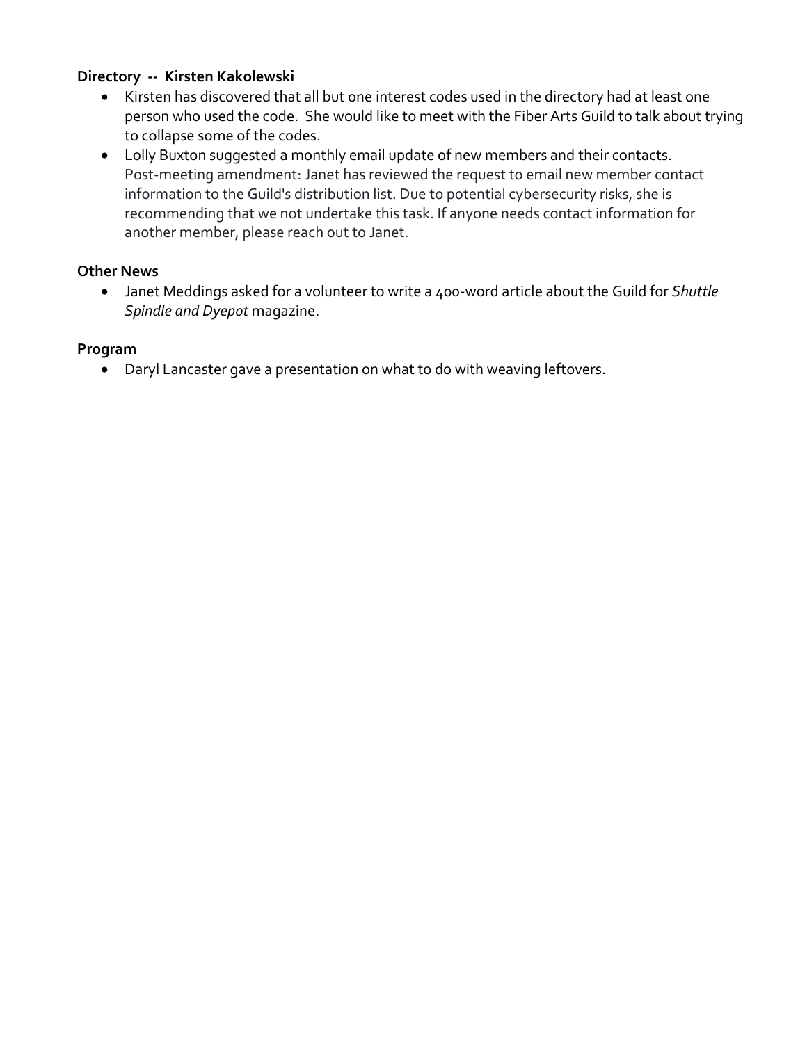**Directory -- Kirsten Kakolewski**

- Kirsten has discovered that all but one interest codes used in the directory had at least one person who used the code. She would like to meet with the Fiber Arts Guild to talk about trying to collapse some of the codes.
- Lolly Buxton suggested a monthly email update of new members and their contacts.
  Post-meeting amendment: Janet has reviewed the request to email new member contact information to the Guild's distribution list. Due to potential cybersecurity risks, she is recommending that we not undertake this task. If anyone needs contact information for another member, please reach out to Janet.

**Other News**

- Janet Meddings asked for a volunteer to write a 400-word article about the Guild for *Shuttle Spindle and Dyepot* magazine.

**Program**

- Daryl Lancaster gave a presentation on what to do with weaving leftovers.